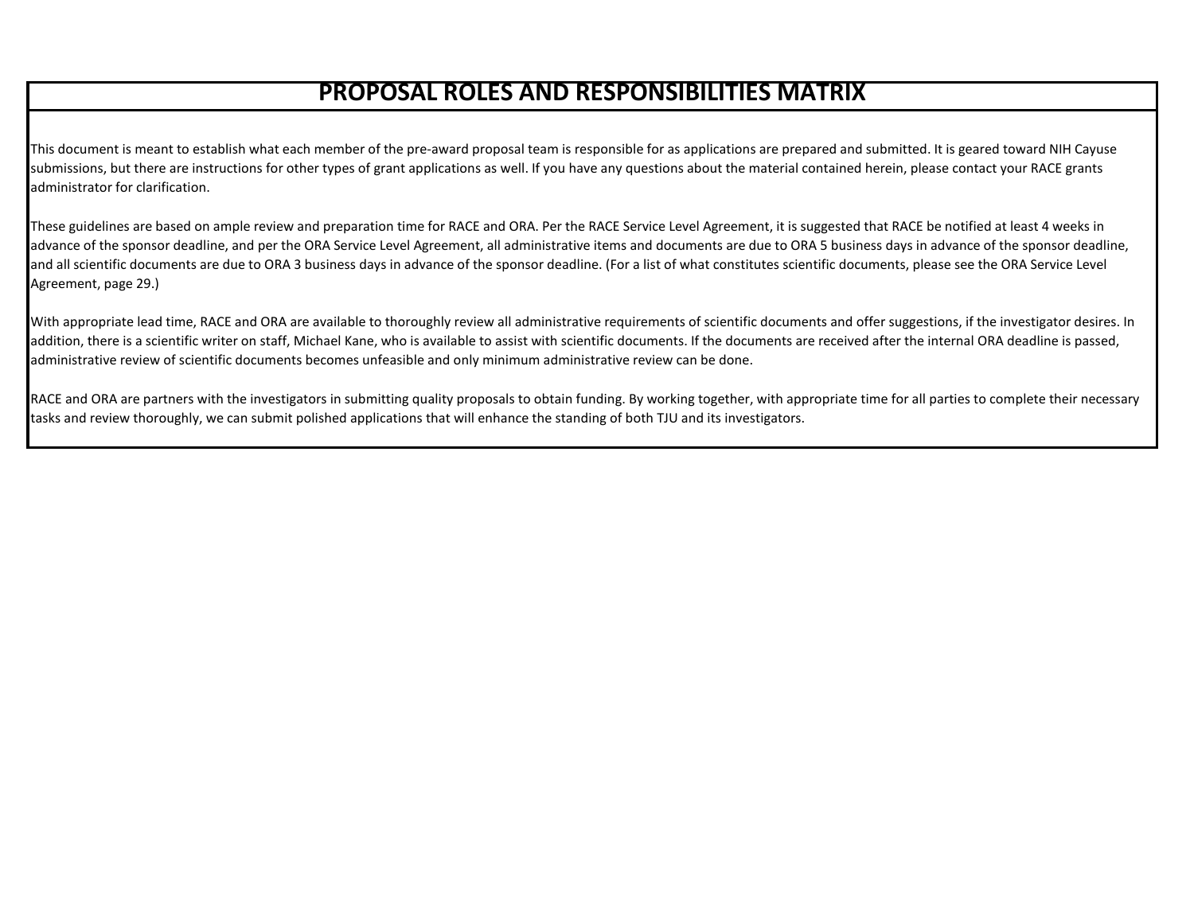# PROPOSAL ROLES AND RESPONSIBILITIES MATRIX

This document is meant to establish what each member of the pre-award proposal team is responsible for as applications are prepared and submitted. It is geared toward NIH Cayuse submissions, but there are instructions for other types of grant applications as well. If you have any questions about the material contained herein, please contact your RACE grants administrator for clarification.

These guidelines are based on ample review and preparation time for RACE and ORA. Per the RACE Service Level Agreement, it is suggested that RACE be notified at least 4 weeks in advance of the sponsor deadline, and per the ORA Service Level Agreement, all administrative items and documents are due to ORA 5 business days in advance of the sponsor deadline, and all scientific documents are due to ORA 3 business days in advance of the sponsor deadline. (For a list of what constitutes scientific documents, please see the ORA Service Level Agreement, page 29.)

With appropriate lead time, RACE and ORA are available to thoroughly review all administrative requirements of scientific documents and offer suggestions, if the investigator desires. In addition, there is a scientific writer on staff, Michael Kane, who is available to assist with scientific documents. If the documents are received after the internal ORA deadline is passed, administrative review of scientific documents becomes unfeasible and only minimum administrative review can be done.

RACE and ORA are partners with the investigators in submitting quality proposals to obtain funding. By working together, with appropriate time for all parties to complete their necessary tasks and review thoroughly, we can submit polished applications that will enhance the standing of both TJU and its investigators.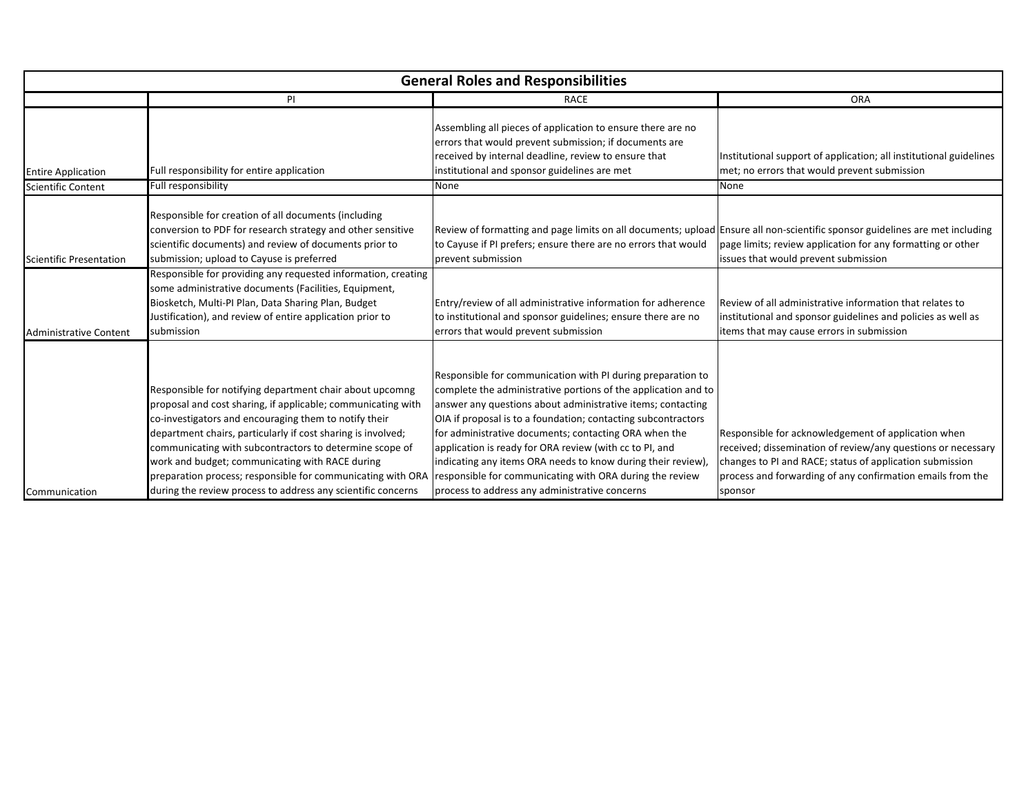## General Roles and Responsibilities

| | PI | RACE | ORA |
|---|---|---|---|
| Entire Application | Full responsibility for entire application | Assembling all pieces of application to ensure there are no errors that would prevent submission; if documents are received by internal deadline, review to ensure that institutional and sponsor guidelines are met | Institutional support of application; all institutional guidelines met; no errors that would prevent submission |
| Scientific Content | Full responsibility | None | None |
| Scientific Presentation | Responsible for creation of all documents (including conversion to PDF for research strategy and other sensitive scientific documents) and review of documents prior to submission; upload to Cayuse is preferred | Review of formatting and page limits on all documents; upload to Cayuse if PI prefers; ensure there are no errors that would prevent submission | Ensure all non-scientific sponsor guidelines are met including page limits; review application for any formatting or other issues that would prevent submission |
| Administrative Content | Responsible for providing any requested information, creating some administrative documents (Facilities, Equipment, Biosketch, Multi-PI Plan, Data Sharing Plan, Budget Justification), and review of entire application prior to submission | Entry/review of all administrative information for adherence to institutional and sponsor guidelines; ensure there are no errors that would prevent submission | Review of all administrative information that relates to institutional and sponsor guidelines and policies as well as items that may cause errors in submission |
| Communication | Responsible for notifying department chair about upcomng proposal and cost sharing, if applicable; communicating with co-investigators and encouraging them to notify their department chairs, particularly if cost sharing is involved; communicating with subcontractors to determine scope of work and budget; communicating with RACE during preparation process; responsible for communicating with ORA during the review process to address any scientific concerns | Responsible for communication with PI during preparation to complete the administrative portions of the application and to answer any questions about administrative items; contacting OIA if proposal is to a foundation; contacting subcontractors for administrative documents; contacting ORA when the application is ready for ORA review (with cc to PI, and indicating any items ORA needs to know during their review), responsible for communicating with ORA during the review process to address any administrative concerns | Responsible for acknowledgement of application when received; dissemination of review/any questions or necessary changes to PI and RACE; status of application submission process and forwarding of any confirmation emails from the sponsor |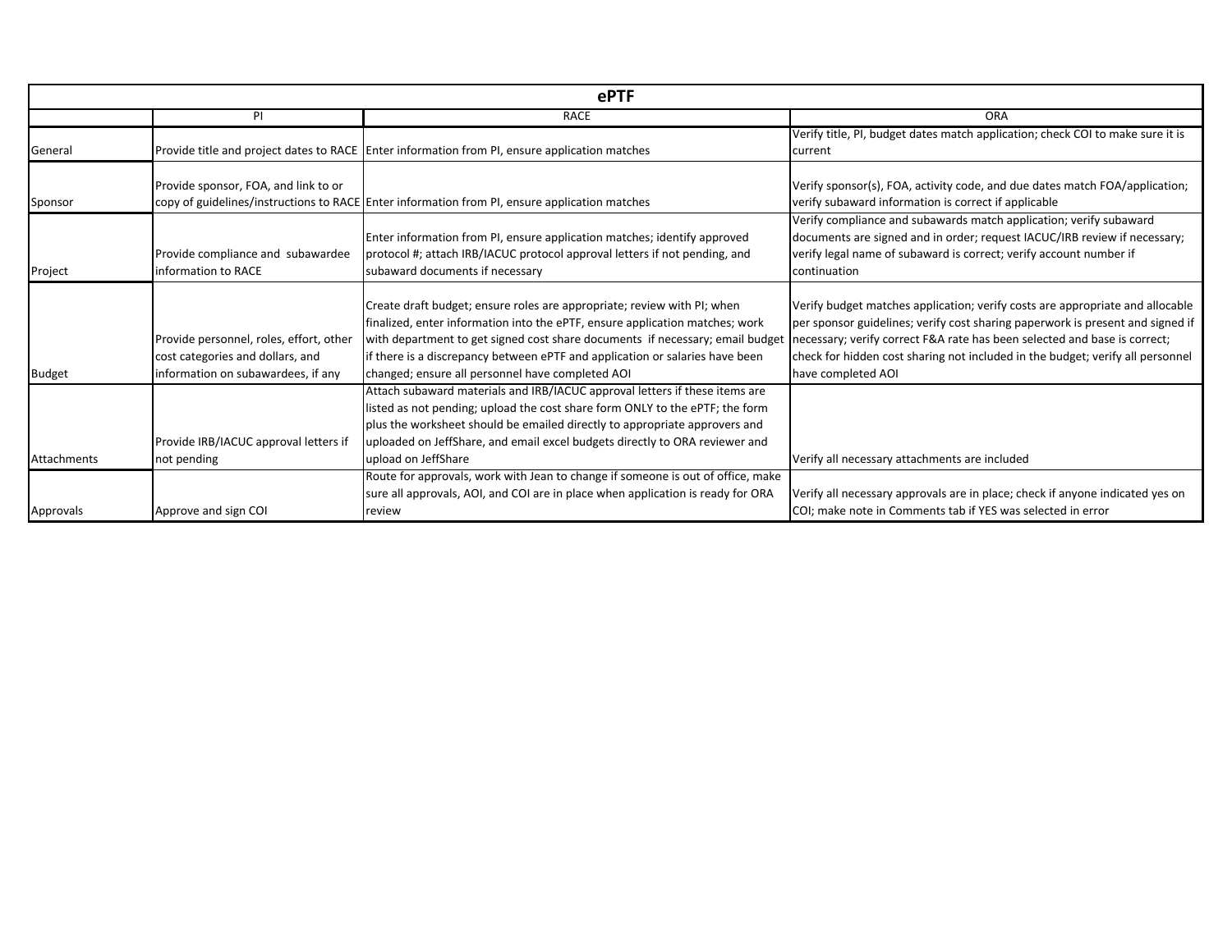| ePTF | | | |
|---|---|---|---|
| | PI | RACE | ORA |
| General | Provide title and project dates to RACE | Enter information from PI, ensure application matches | Verify title, PI, budget dates match application; check COI to make sure it is current |
| Sponsor | Provide sponsor, FOA, and link to or copy of guidelines/instructions to RACE | Enter information from PI, ensure application matches | Verify sponsor(s), FOA, activity code, and due dates match FOA/application; verify subaward information is correct if applicable |
| Project | Provide compliance and subawardee information to RACE | Enter information from PI, ensure application matches; identify approved protocol #; attach IRB/IACUC protocol approval letters if not pending, and subaward documents if necessary | Verify compliance and subawards match application; verify subaward documents are signed and in order; request IACUC/IRB review if necessary; verify legal name of subaward is correct; verify account number if continuation |
| Budget | Provide personnel, roles, effort, other cost categories and dollars, and information on subawardees, if any | Create draft budget; ensure roles are appropriate; review with PI; when finalized, enter information into the ePTF, ensure application matches; work with department to get signed cost share documents if necessary; email budget if there is a discrepancy between ePTF and application or salaries have been changed; ensure all personnel have completed AOI | Verify budget matches application; verify costs are appropriate and allocable per sponsor guidelines; verify cost sharing paperwork is present and signed if necessary; verify correct F&A rate has been selected and base is correct; check for hidden cost sharing not included in the budget; verify all personnel have completed AOI |
| Attachments | Provide IRB/IACUC approval letters if not pending | Attach subaward materials and IRB/IACUC approval letters if these items are listed as not pending; upload the cost share form ONLY to the ePTF; the form plus the worksheet should be emailed directly to appropriate approvers and uploaded on JeffShare, and email excel budgets directly to ORA reviewer and upload on JeffShare | Verify all necessary attachments are included |
| Approvals | Approve and sign COI | Route for approvals, work with Jean to change if someone is out of office, make sure all approvals, AOI, and COI are in place when application is ready for ORA review | Verify all necessary approvals are in place; check if anyone indicated yes on COI; make note in Comments tab if YES was selected in error |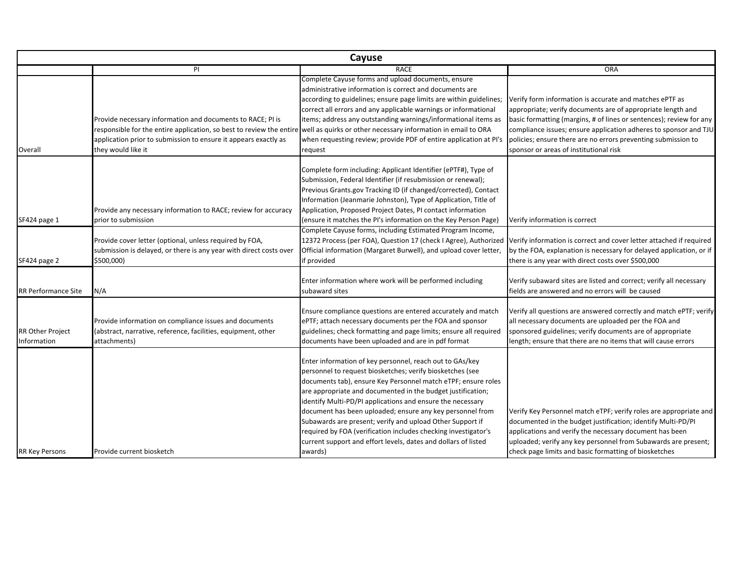| Cayuse | | | |
|---|---|---|---|
| | PI | RACE | ORA |
| Overall | Provide necessary information and documents to RACE; PI is responsible for the entire application, so best to review the entire application prior to submission to ensure it appears exactly as they would like it | Complete Cayuse forms and upload documents, ensure administrative information is correct and documents are according to guidelines; ensure page limits are within guidelines; correct all errors and any applicable warnings or informational items; address any outstanding warnings/informational items as well as quirks or other necessary information in email to ORA when requesting review; provide PDF of entire application at PI's request | Verify form information is accurate and matches ePTF as appropriate; verify documents are of appropriate length and basic formatting (margins, # of lines or sentences); review for any compliance issues; ensure application adheres to sponsor and TJU policies; ensure there are no errors preventing submission to sponsor or areas of institutional risk |
| SF424 page 1 | Provide any necessary information to RACE; review for accuracy prior to submission | Complete form including: Applicant Identifier (ePTF#), Type of Submission, Federal Identifier (if resubmission or renewal); Previous Grants.gov Tracking ID (if changed/corrected), Contact Information (Jeanmarie Johnston), Type of Application, Title of Application, Proposed Project Dates, PI contact information (ensure it matches the PI's information on the Key Person Page) | Verify information is correct |
| SF424 page 2 | Provide cover letter (optional, unless required by FOA, submission is delayed, or there is any year with direct costs over $500,000) | Complete Cayuse forms, including Estimated Program Income, 12372 Process (per FOA), Question 17 (check I Agree), Authorized Official information (Margaret Burwell), and upload cover letter, if provided | Verify information is correct and cover letter attached if required by the FOA, explanation is necessary for delayed application, or if there is any year with direct costs over $500,000 |
| RR Performance Site | N/A | Enter information where work will be performed including subaward sites | Verify subaward sites are listed and correct; verify all necessary fields are answered and no errors will be caused |
| RR Other Project Information | Provide information on compliance issues and documents (abstract, narrative, reference, facilities, equipment, other attachments) | Ensure compliance questions are entered accurately and match ePTF; attach necessary documents per the FOA and sponsor guidelines; check formatting and page limits; ensure all required documents have been uploaded and are in pdf format | Verify all questions are answered correctly and match ePTF; verify all necessary documents are uploaded per the FOA and sponsored guidelines; verify documents are of appropriate length; ensure that there are no items that will cause errors |
| RR Key Persons | Provide current biosketch | Enter information of key personnel, reach out to GAs/key personnel to request biosketches; verify biosketches (see documents tab), ensure Key Personnel match eTPF; ensure roles are appropriate and documented in the budget justification; identify Multi-PD/PI applications and ensure the necessary document has been uploaded; ensure any key personnel from Subawards are present; verify and upload Other Support if required by FOA (verification includes checking investigator's current support and effort levels, dates and dollars of listed awards) | Verify Key Personnel match eTPF; verify roles are appropriate and documented in the budget justification; identify Multi-PD/PI applications and verify the necessary document has been uploaded; verify any key personnel from Subawards are present; check page limits and basic formatting of biosketches |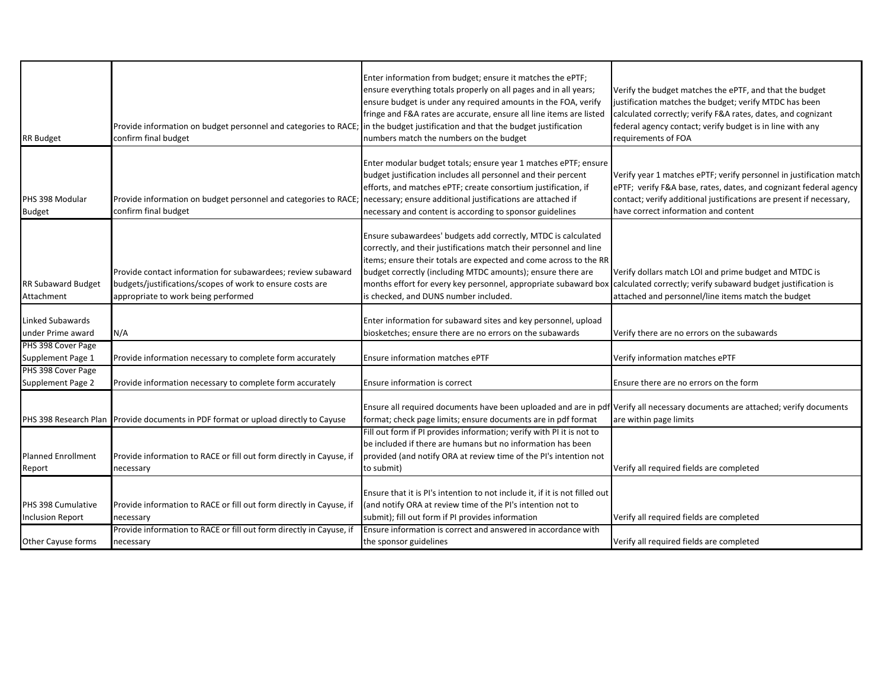| | | | |
|---|---|---|---|
| RR Budget | Provide information on budget personnel and categories to RACE; confirm final budget | Enter information from budget; ensure it matches the ePTF; ensure everything totals properly on all pages and in all years; ensure budget is under any required amounts in the FOA, verify fringe and F&A rates are accurate, ensure all line items are listed in the budget justification and that the budget justification numbers match the numbers on the budget | Verify the budget matches the ePTF, and that the budget justification matches the budget; verify MTDC has been calculated correctly; verify F&A rates, dates, and cognizant federal agency contact; verify budget is in line with any requirements of FOA |
| PHS 398 Modular Budget | Provide information on budget personnel and categories to RACE; confirm final budget | Enter modular budget totals; ensure year 1 matches ePTF; ensure budget justification includes all personnel and their percent efforts, and matches ePTF; create consortium justification, if necessary; ensure additional justifications are attached if necessary and content is according to sponsor guidelines | Verify year 1 matches ePTF; verify personnel in justification match ePTF; verify F&A base, rates, dates, and cognizant federal agency contact; verify additional justifications are present if necessary, have correct information and content |
| RR Subaward Budget Attachment | Provide contact information for subawardees; review subaward budgets/justifications/scopes of work to ensure costs are appropriate to work being performed | Ensure subawardees' budgets add correctly, MTDC is calculated correctly, and their justifications match their personnel and line items; ensure their totals are expected and come across to the RR budget correctly (including MTDC amounts); ensure there are months effort for every key personnel, appropriate subaward box is checked, and DUNS number included. | Verify dollars match LOI and prime budget and MTDC is calculated correctly; verify subaward budget justification is attached and personnel/line items match the budget |
| Linked Subawards under Prime award | N/A | Enter information for subaward sites and key personnel, upload biosketches; ensure there are no errors on the subawards | Verify there are no errors on the subawards |
| PHS 398 Cover Page Supplement Page 1 | Provide information necessary to complete form accurately | Ensure information matches ePTF | Verify information matches ePTF |
| PHS 398 Cover Page Supplement Page 2 | Provide information necessary to complete form accurately | Ensure information is correct | Ensure there are no errors on the form |
| PHS 398 Research Plan | Provide documents in PDF format or upload directly to Cayuse | Ensure all required documents have been uploaded and are in pdf format; check page limits; ensure documents are in pdf format | Verify all necessary documents are attached; verify documents are within page limits |
| Planned Enrollment Report | Provide information to RACE or fill out form directly in Cayuse, if necessary | Fill out form if PI provides information; verify with PI it is not to be included if there are humans but no information has been provided (and notify ORA at review time of the PI's intention not to submit) | Verify all required fields are completed |
| PHS 398 Cumulative Inclusion Report | Provide information to RACE or fill out form directly in Cayuse, if necessary | Ensure that it is PI's intention to not include it, if it is not filled out (and notify ORA at review time of the PI's intention not to submit); fill out form if PI provides information | Verify all required fields are completed |
| Other Cayuse forms | Provide information to RACE or fill out form directly in Cayuse, if necessary | Ensure information is correct and answered in accordance with the sponsor guidelines | Verify all required fields are completed |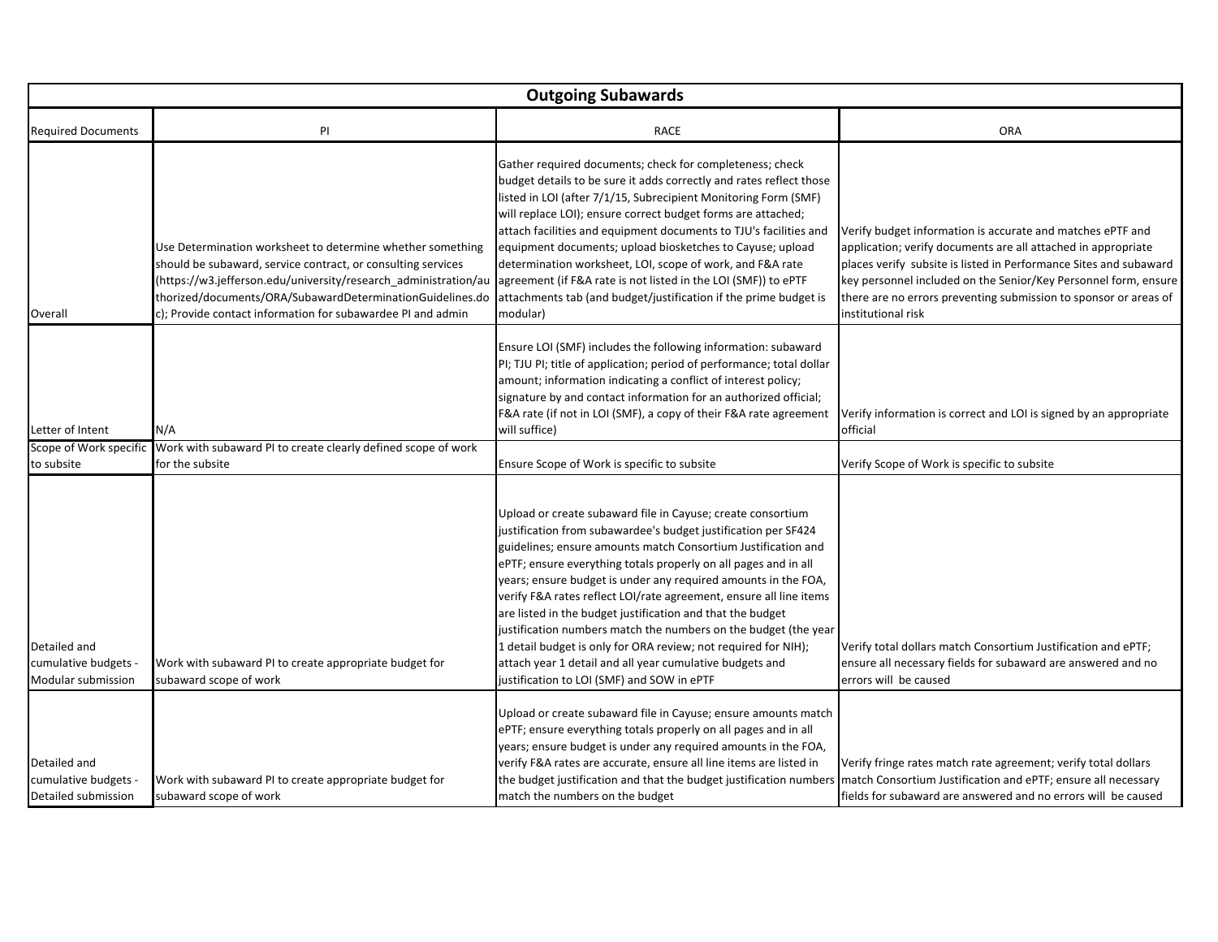| Outgoing Subawards | | | |
|---|---|---|---|
| Required Documents | PI | RACE | ORA |
| Overall | Use Determination worksheet to determine whether something should be subaward, service contract, or consulting services (https://w3.jefferson.edu/university/research_administration/authorized/documents/ORA/SubawardDeterminationGuidelines.doc); Provide contact information for subawardee PI and admin | Gather required documents; check for completeness; check budget details to be sure it adds correctly and rates reflect those listed in LOI (after 7/1/15, Subrecipient Monitoring Form (SMF) will replace LOI); ensure correct budget forms are attached; attach facilities and equipment documents to TJU's facilities and equipment documents; upload biosketches to Cayuse; upload determination worksheet, LOI, scope of work, and F&A rate agreement (if F&A rate is not listed in the LOI (SMF)) to ePTF attachments tab (and budget/justification if the prime budget is modular) | Verify budget information is accurate and matches ePTF and application; verify documents are all attached in appropriate places verify subsite is listed in Performance Sites and subaward key personnel included on the Senior/Key Personnel form, ensure there are no errors preventing submission to sponsor or areas of institutional risk |
| Letter of Intent | N/A | Ensure LOI (SMF) includes the following information: subaward PI; TJU PI; title of application; period of performance; total dollar amount; information indicating a conflict of interest policy; signature by and contact information for an authorized official; F&A rate (if not in LOI (SMF), a copy of their F&A rate agreement will suffice) | Verify information is correct and LOI is signed by an appropriate official |
| Scope of Work specific to subsite | Work with subaward PI to create clearly defined scope of work for the subsite | Ensure Scope of Work is specific to subsite | Verify Scope of Work is specific to subsite |
| Detailed and cumulative budgets - Modular submission | Work with subaward PI to create appropriate budget for subaward scope of work | Upload or create subaward file in Cayuse; create consortium justification from subawardee's budget justification per SF424 guidelines; ensure amounts match Consortium Justification and ePTF; ensure everything totals properly on all pages and in all years; ensure budget is under any required amounts in the FOA, verify F&A rates reflect LOI/rate agreement, ensure all line items are listed in the budget justification and that the budget justification numbers match the numbers on the budget (the year 1 detail budget is only for ORA review; not required for NIH); attach year 1 detail and all year cumulative budgets and justification to LOI (SMF) and SOW in ePTF | Verify total dollars match Consortium Justification and ePTF; ensure all necessary fields for subaward are answered and no errors will be caused |
| Detailed and cumulative budgets - Detailed submission | Work with subaward PI to create appropriate budget for subaward scope of work | Upload or create subaward file in Cayuse; ensure amounts match ePTF; ensure everything totals properly on all pages and in all years; ensure budget is under any required amounts in the FOA, verify F&A rates are accurate, ensure all line items are listed in the budget justification and that the budget justification numbers match the numbers on the budget | Verify fringe rates match rate agreement; verify total dollars match Consortium Justification and ePTF; ensure all necessary fields for subaward are answered and no errors will be caused |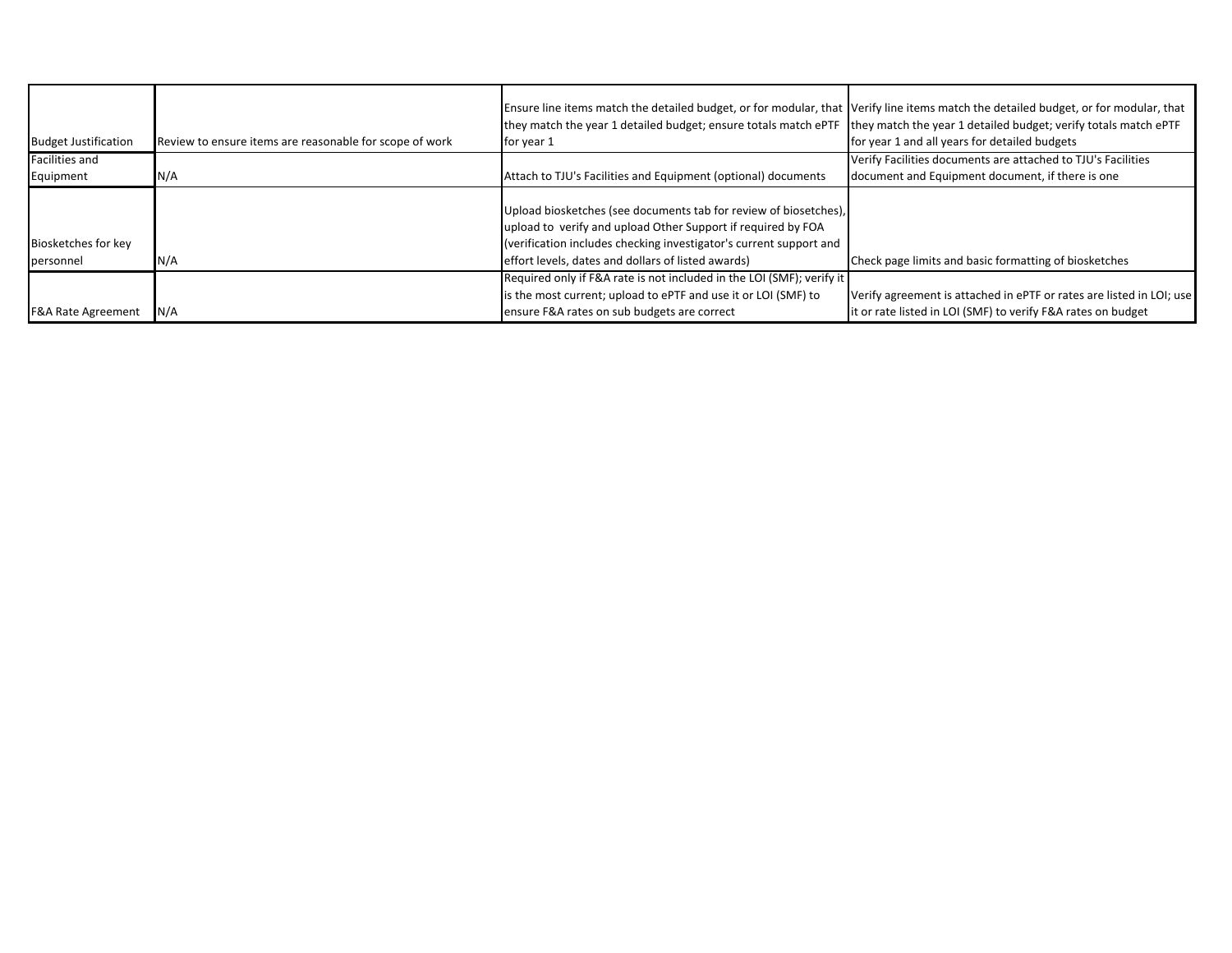| | | | |
|---|---|---|---|
| Budget Justification | Review to ensure items are reasonable for scope of work | Ensure line items match the detailed budget, or for modular, that they match the year 1 detailed budget; ensure totals match ePTF for year 1 | Verify line items match the detailed budget, or for modular, that they match the year 1 detailed budget; verify totals match ePTF for year 1 and all years for detailed budgets |
| Facilities and Equipment | N/A | Attach to TJU's Facilities and Equipment (optional) documents | Verify Facilities documents are attached to TJU's Facilities document and Equipment document, if there is one |
| Biosketches for key personnel | N/A | Upload biosketches (see documents tab for review of biosetches), upload to verify and upload Other Support if required by FOA (verification includes checking investigator's current support and effort levels, dates and dollars of listed awards) | Check page limits and basic formatting of biosketches |
| F&A Rate Agreement | N/A | Required only if F&A rate is not included in the LOI (SMF); verify it is the most current; upload to ePTF and use it or LOI (SMF) to ensure F&A rates on sub budgets are correct | Verify agreement is attached in ePTF or rates are listed in LOI; use it or rate listed in LOI (SMF) to verify F&A rates on budget |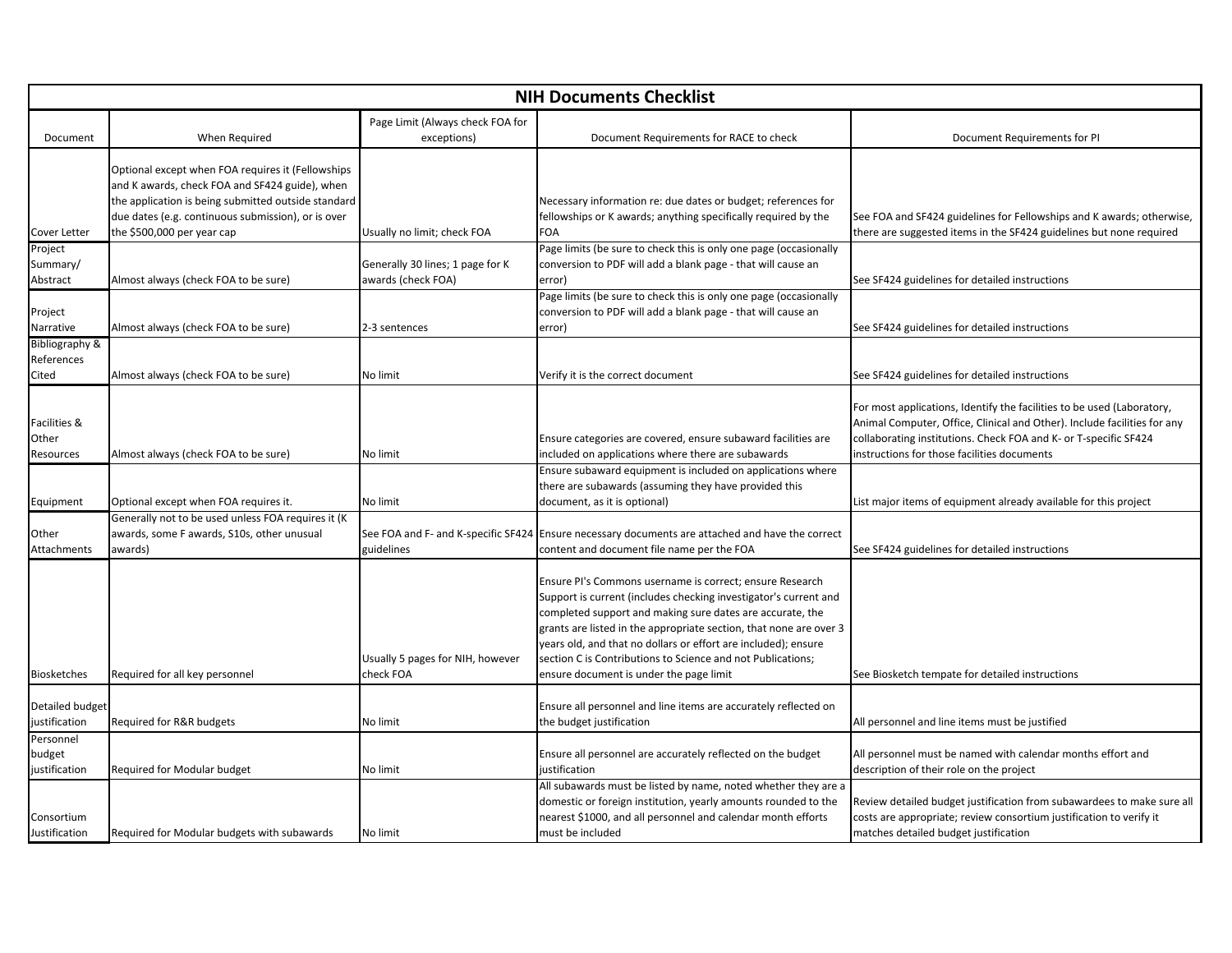# NIH Documents Checklist

| Document | When Required | Page Limit (Always check FOA for exceptions) | Document Requirements for RACE to check | Document Requirements for PI |
|---|---|---|---|---|
| Cover Letter | Optional except when FOA requires it (Fellowships and K awards, check FOA and SF424 guide), when the application is being submitted outside standard due dates (e.g. continuous submission), or is over the $500,000 per year cap | Usually no limit; check FOA | Necessary information re: due dates or budget; references for fellowships or K awards; anything specifically required by the FOA | See FOA and SF424 guidelines for Fellowships and K awards; otherwise, there are suggested items in the SF424 guidelines but none required |
| Project Summary/ Abstract | Almost always (check FOA to be sure) | Generally 30 lines; 1 page for K awards (check FOA) | Page limits (be sure to check this is only one page (occasionally conversion to PDF will add a blank page - that will cause an error) | See SF424 guidelines for detailed instructions |
| Project Narrative | Almost always (check FOA to be sure) | 2-3 sentences | Page limits (be sure to check this is only one page (occasionally conversion to PDF will add a blank page - that will cause an error) | See SF424 guidelines for detailed instructions |
| Bibliography & References Cited | Almost always (check FOA to be sure) | No limit | Verify it is the correct document | See SF424 guidelines for detailed instructions |
| Facilities & Other Resources | Almost always (check FOA to be sure) | No limit | Ensure categories are covered, ensure subaward facilities are included on applications where there are subawards | For most applications, Identify the facilities to be used (Laboratory, Animal Computer, Office, Clinical and Other). Include facilities for any collaborating institutions. Check FOA and K- or T-specific SF424 instructions for those facilities documents |
| Equipment | Optional except when FOA requires it. | No limit | Ensure subaward equipment is included on applications where there are subawards (assuming they have provided this document, as it is optional) | List major items of equipment already available for this project |
| Other Attachments | Generally not to be used unless FOA requires it (K awards, some F awards, S10s, other unusual awards) | See FOA and F- and K-specific SF424 guidelines | Ensure necessary documents are attached and have the correct content and document file name per the FOA | See SF424 guidelines for detailed instructions |
| Biosketches | Required for all key personnel | Usually 5 pages for NIH, however check FOA | Ensure PI's Commons username is correct; ensure Research Support is current (includes checking investigator's current and completed support and making sure dates are accurate, the grants are listed in the appropriate section, that none are over 3 years old, and that no dollars or effort are included); ensure section C is Contributions to Science and not Publications; ensure document is under the page limit | See Biosketch tempate for detailed instructions |
| Detailed budget justification | Required for R&R budgets | No limit | Ensure all personnel and line items are accurately reflected on the budget justification | All personnel and line items must be justified |
| Personnel budget justification | Required for Modular budget | No limit | Ensure all personnel are accurately reflected on the budget justification | All personnel must be named with calendar months effort and description of their role on the project |
| Consortium Justification | Required for Modular budgets with subawards | No limit | All subawards must be listed by name, noted whether they are a domestic or foreign institution, yearly amounts rounded to the nearest $1000, and all personnel and calendar month efforts must be included | Review detailed budget justification from subawardees to make sure all costs are appropriate; review consortium justification to verify it matches detailed budget justification |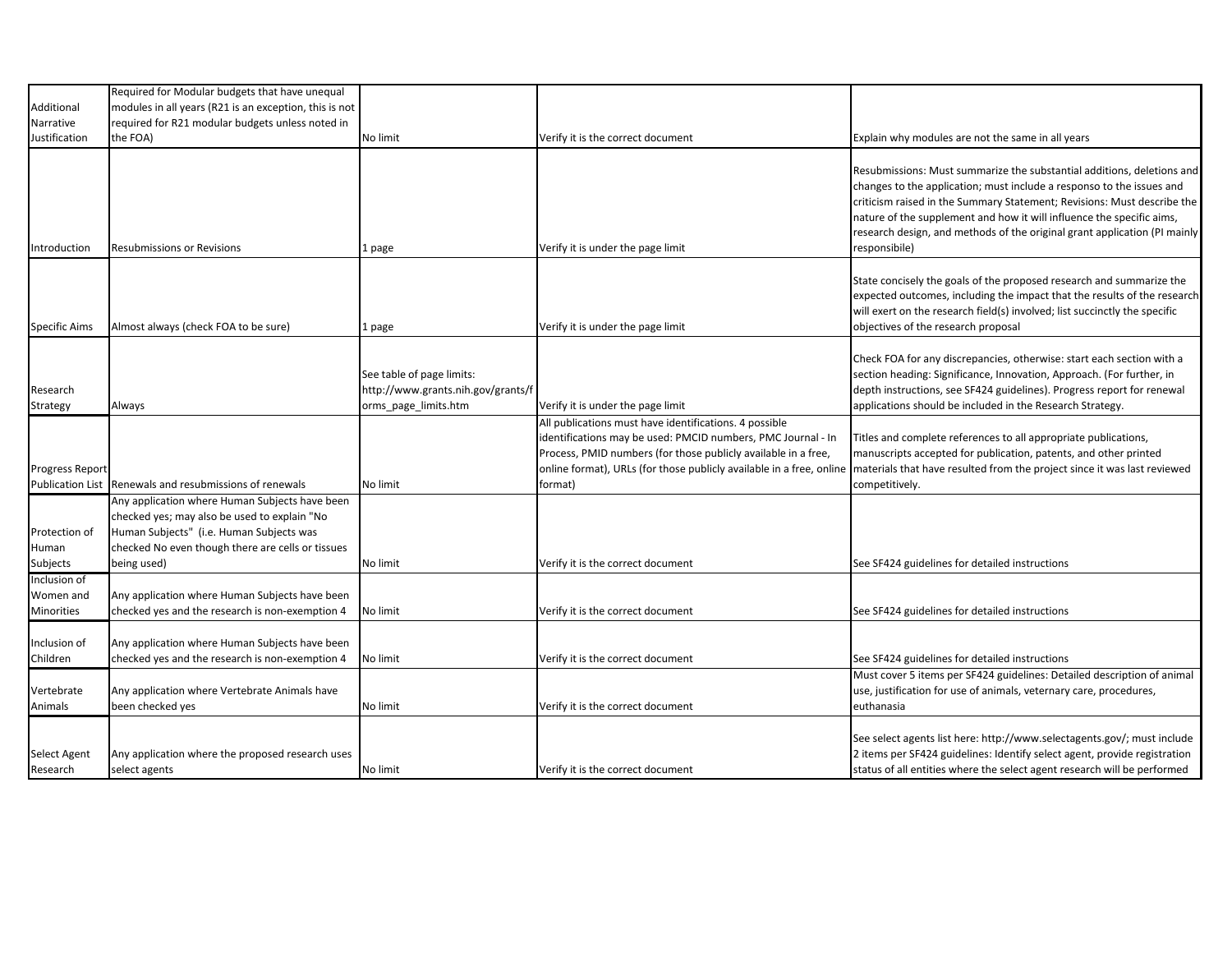| | | | | |
|---|---|---|---|---|
| Additional Narrative Justification | Required for Modular budgets that have unequal modules in all years (R21 is an exception, this is not required for R21 modular budgets unless noted in the FOA) | No limit | Verify it is the correct document | Explain why modules are not the same in all years |
| Introduction | Resubmissions or Revisions | 1 page | Verify it is under the page limit | Resubmissions: Must summarize the substantial additions, deletions and changes to the application; must include a responso to the issues and criticism raised in the Summary Statement; Revisions: Must describe the nature of the supplement and how it will influence the specific aims, research design, and methods of the original grant application (PI mainly responsibile) |
| Specific Aims | Almost always (check FOA to be sure) | 1 page | Verify it is under the page limit | State concisely the goals of the proposed research and summarize the expected outcomes, including the impact that the results of the research will exert on the research field(s) involved; list succinctly the specific objectives of the research proposal |
| Research Strategy | Always | See table of page limits: http://www.grants.nih.gov/grants/forms_page_limits.htm | Verify it is under the page limit | Check FOA for any discrepancies, otherwise: start each section with a section heading: Significance, Innovation, Approach. (For further, in depth instructions, see SF424 guidelines). Progress report for renewal applications should be included in the Research Strategy. |
| Progress Report Publication List | Renewals and resubmissions of renewals | No limit | All publications must have identifications. 4 possible identifications may be used: PMCID numbers, PMC Journal - In Process, PMID numbers (for those publicly available in a free, online format), URLs (for those publicly available in a free, online format) | Titles and complete references to all appropriate publications, manuscripts accepted for publication, patents, and other printed materials that have resulted from the project since it was last reviewed competitively. |
| Protection of Human Subjects | Any application where Human Subjects have been checked yes; may also be used to explain "No Human Subjects" (i.e. Human Subjects was checked No even though there are cells or tissues being used) | No limit | Verify it is the correct document | See SF424 guidelines for detailed instructions |
| Inclusion of Women and Minorities | Any application where Human Subjects have been checked yes and the research is non-exemption 4 | No limit | Verify it is the correct document | See SF424 guidelines for detailed instructions |
| Inclusion of Children | Any application where Human Subjects have been checked yes and the research is non-exemption 4 | No limit | Verify it is the correct document | See SF424 guidelines for detailed instructions |
| Vertebrate Animals | Any application where Vertebrate Animals have been checked yes | No limit | Verify it is the correct document | Must cover 5 items per SF424 guidelines: Detailed description of animal use, justification for use of animals, veterinary care, procedures, euthanasia |
| Select Agent Research | Any application where the proposed research uses select agents | No limit | Verify it is the correct document | See select agents list here: http://www.selectagents.gov/; must include 2 items per SF424 guidelines: Identify select agent, provide registration status of all entities where the select agent research will be performed |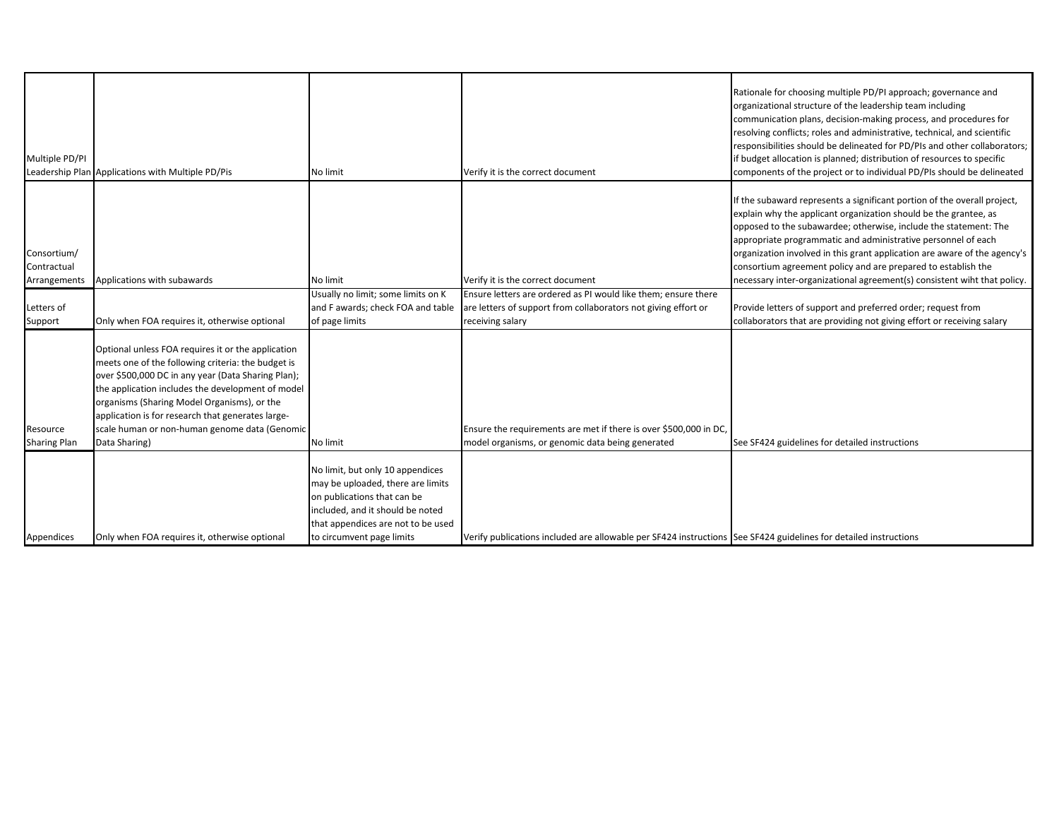| | | | | |
|---|---|---|---|---|
| Multiple PD/PI Leadership Plan | Applications with Multiple PD/Pis | No limit | Verify it is the correct document | Rationale for choosing multiple PD/PI approach; governance and organizational structure of the leadership team including communication plans, decision-making process, and procedures for resolving conflicts; roles and administrative, technical, and scientific responsibilities should be delineated for PD/PIs and other collaborators; if budget allocation is planned; distribution of resources to specific components of the project or to individual PD/PIs should be delineated |
| Consortium/ Contractual Arrangements | Applications with subawards | No limit | Verify it is the correct document | If the subaward represents a significant portion of the overall project, explain why the applicant organization should be the grantee, as opposed to the subawardee; otherwise, include the statement: The appropriate programmatic and administrative personnel of each organization involved in this grant application are aware of the agency's consortium agreement policy and are prepared to establish the necessary inter-organizational agreement(s) consistent wiht that policy. |
| Letters of Support | Only when FOA requires it, otherwise optional | Usually no limit; some limits on K and F awards; check FOA and table of page limits | Ensure letters are ordered as PI would like them; ensure there are letters of support from collaborators not giving effort or receiving salary | Provide letters of support and preferred order; request from collaborators that are providing not giving effort or receiving salary |
| Resource Sharing Plan | Optional unless FOA requires it or the application meets one of the following criteria: the budget is over $500,000 DC in any year (Data Sharing Plan); the application includes the development of model organisms (Sharing Model Organisms), or the application is for research that generates large-scale human or non-human genome data (Genomic Data Sharing) | No limit | Ensure the requirements are met if there is over $500,000 in DC, model organisms, or genomic data being generated | See SF424 guidelines for detailed instructions |
| Appendices | Only when FOA requires it, otherwise optional | No limit, but only 10 appendices may be uploaded, there are limits on publications that can be included, and it should be noted that appendices are not to be used to circumvent page limits | Verify publications included are allowable per SF424 instructions | See SF424 guidelines for detailed instructions |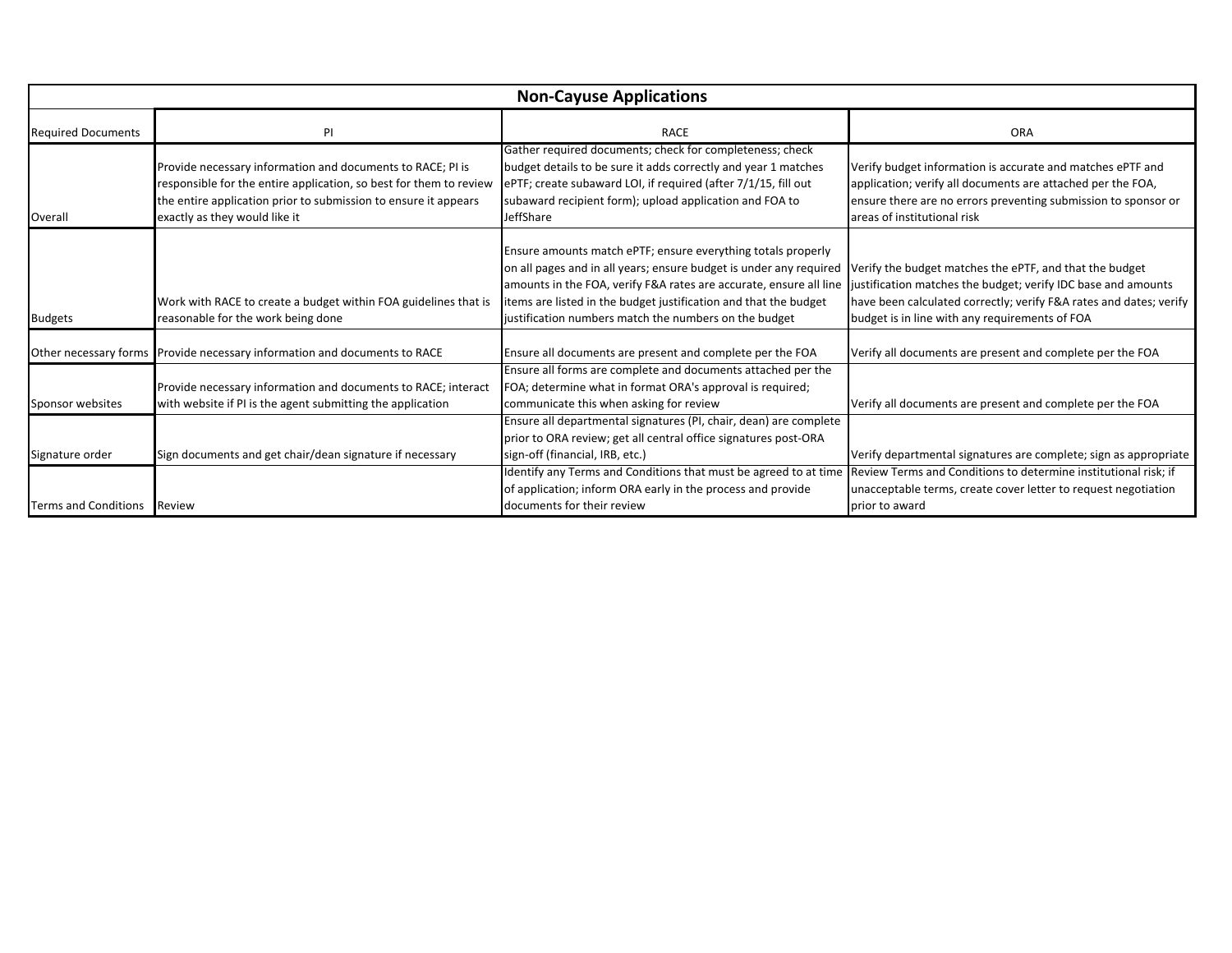| Non-Cayuse Applications | | | |
|---|---|---|---|
| Required Documents | PI | RACE | ORA |
| Overall | Provide necessary information and documents to RACE; PI is responsible for the entire application, so best for them to review the entire application prior to submission to ensure it appears exactly as they would like it | Gather required documents; check for completeness; check budget details to be sure it adds correctly and year 1 matches ePTF; create subaward LOI, if required (after 7/1/15, fill out subaward recipient form); upload application and FOA to JeffShare | Verify budget information is accurate and matches ePTF and application; verify all documents are attached per the FOA, ensure there are no errors preventing submission to sponsor or areas of institutional risk |
| Budgets | Work with RACE to create a budget within FOA guidelines that is reasonable for the work being done | Ensure amounts match ePTF; ensure everything totals properly on all pages and in all years; ensure budget is under any required amounts in the FOA, verify F&A rates are accurate, ensure all line items are listed in the budget justification and that the budget justification numbers match the numbers on the budget | Verify the budget matches the ePTF, and that the budget justification matches the budget; verify IDC base and amounts have been calculated correctly; verify F&A rates and dates; verify budget is in line with any requirements of FOA |
| Other necessary forms | Provide necessary information and documents to RACE | Ensure all documents are present and complete per the FOA | Verify all documents are present and complete per the FOA |
| Sponsor websites | Provide necessary information and documents to RACE; interact with website if PI is the agent submitting the application | Ensure all forms are complete and documents attached per the FOA; determine what in format ORA's approval is required; communicate this when asking for review | Verify all documents are present and complete per the FOA |
| Signature order | Sign documents and get chair/dean signature if necessary | Ensure all departmental signatures (PI, chair, dean) are complete prior to ORA review; get all central office signatures post-ORA sign-off (financial, IRB, etc.) | Verify departmental signatures are complete; sign as appropriate |
| Terms and Conditions | Review | Identify any Terms and Conditions that must be agreed to at time of application; inform ORA early in the process and provide documents for their review | Review Terms and Conditions to determine institutional risk; if unacceptable terms, create cover letter to request negotiation prior to award |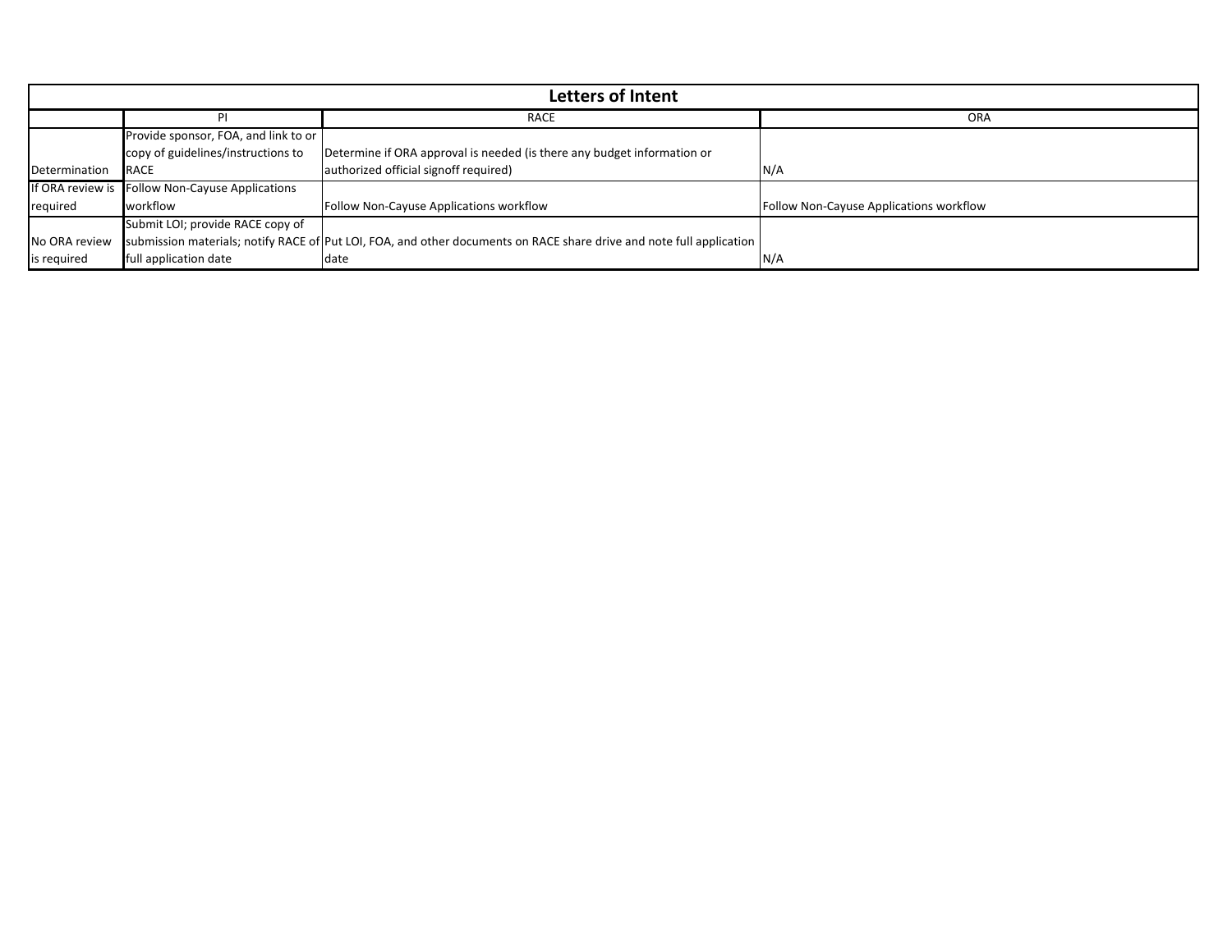| Letters of Intent | | | |
|---|---|---|---|
| | PI | RACE | ORA |
| Determination | Provide sponsor, FOA, and link to or copy of guidelines/instructions to RACE | Determine if ORA approval is needed (is there any budget information or authorized official signoff required) | N/A |
| If ORA review is required | Follow Non-Cayuse Applications workflow | Follow Non-Cayuse Applications workflow | Follow Non-Cayuse Applications workflow |
| No ORA review is required | Submit LOI; provide RACE copy of submission materials; notify RACE of full application date | Put LOI, FOA, and other documents on RACE share drive and note full application date | N/A |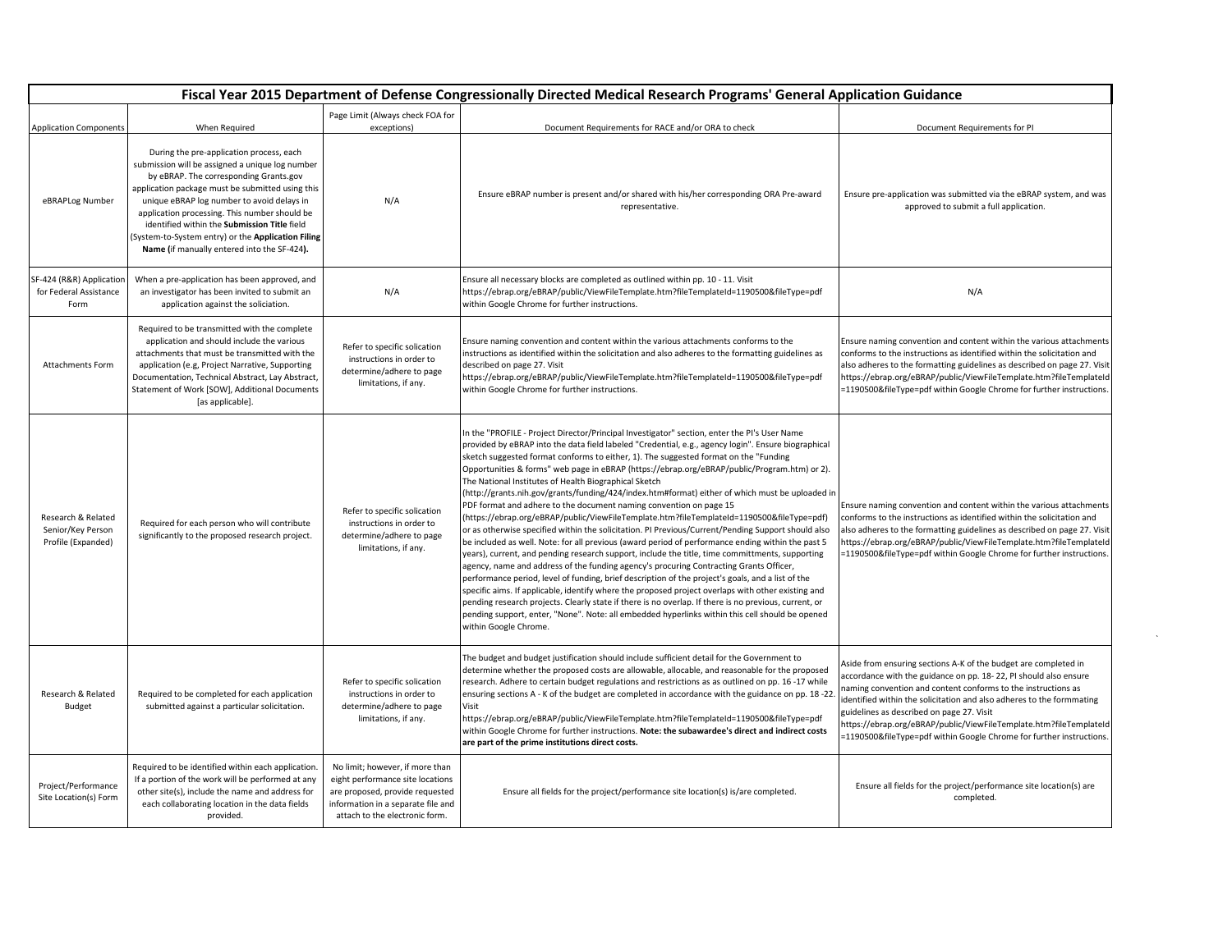| Fiscal Year 2015 Department of Defense Congressionally Directed Medical Research Programs' General Application Guidance | | | | |
|---|---|---|---|---|
| Application Components | When Required | Page Limit (Always check FOA for exceptions) | Document Requirements for RACE and/or ORA to check | Document Requirements for PI |
| eBRAPLog Number | During the pre-application process, each submission will be assigned a unique log number by eBRAP. The corresponding Grants.gov application package must be submitted using this unique eBRAP log number to avoid delays in application processing. This number should be identified within the **Submission Title** field (System-to-System entry) or the **Application Filing Name (**if manually entered into the SF-424**).** | N/A | Ensure eBRAP number is present and/or shared with his/her corresponding ORA Pre-award representative. | Ensure pre-application was submitted via the eBRAP system, and was approved to submit a full application. |
| SF-424 (R&R) Application for Federal Assistance Form | When a pre-application has been approved, and an investigator has been invited to submit an application against the soliciation. | N/A | Ensure all necessary blocks are completed as outlined within pp. 10 - 11. Visit https://ebrap.org/eBRAP/public/ViewFileTemplate.htm?fileTemplateId=1190500&fileType=pdf within Google Chrome for further instructions. | N/A |
| Attachments Form | Required to be transmitted with the complete application and should include the various attachments that must be transmitted with the application (e.g, Project Narrative, Supporting Documentation, Technical Abstract, Lay Abstract, Statement of Work [SOW], Additional Documents [as applicable]. | Refer to specific solication instructions in order to determine/adhere to page limitations, if any. | Ensure naming convention and content within the various attachments conforms to the instructions as identified within the solicitation and also adheres to the formatting guidelines as described on page 27. Visit https://ebrap.org/eBRAP/public/ViewFileTemplate.htm?fileTemplateId=1190500&fileType=pdf within Google Chrome for further instructions. | Ensure naming convention and content within the various attachments conforms to the instructions as identified within the solicitation and also adheres to the formatting guidelines as described on page 27. Visit https://ebrap.org/eBRAP/public/ViewFileTemplate.htm?fileTemplateId=1190500&fileType=pdf within Google Chrome for further instructions. |
| Research & Related Senior/Key Person Profile (Expanded) | Required for each person who will contribute significantly to the proposed research project. | Refer to specific solication instructions in order to determine/adhere to page limitations, if any. | In the "PROFILE - Project Director/Principal Investigator" section, enter the PI's User Name provided by eBRAP into the data field labeled "Credential, e.g., agency login". Ensure biographical sketch suggested format conforms to either, 1). The suggested format on the "Funding Opportunities & forms" web page in eBRAP (https://ebrap.org/eBRAP/public/Program.htm) or 2). The National Institutes of Health Biographical Sketch (http://grants.nih.gov/grants/funding/424/index.htm#format) either of which must be uploaded in PDF format and adhere to the document naming convention on page 15 (https://ebrap.org/eBRAP/public/ViewFileTemplate.htm?fileTemplateId=1190500&fileType=pdf) or as otherwise specified within the solicitation. PI Previous/Current/Pending Support should also be included as well. Note: for all previous (award period of performance ending within the past 5 years), current, and pending research support, include the title, time committments, supporting agency, name and address of the funding agency's procuring Contracting Grants Officer, performance period, level of funding, brief description of the project's goals, and a list of the specific aims. If applicable, identify where the proposed project overlaps with other existing and pending research projects. Clearly state if there is no overlap. If there is no previous, current, or pending support, enter, "None". Note: all embedded hyperlinks within this cell should be opened within Google Chrome. | Ensure naming convention and content within the various attachments conforms to the instructions as identified within the solicitation and also adheres to the formatting guidelines as described on page 27. Visit https://ebrap.org/eBRAP/public/ViewFileTemplate.htm?fileTemplateId=1190500&fileType=pdf within Google Chrome for further instructions. |
| Research & Related Budget | Required to be completed for each application submitted against a particular solicitation. | Refer to specific solication instructions in order to determine/adhere to page limitations, if any. | The budget and budget justification should include sufficient detail for the Government to determine whether the proposed costs are allowable, allocable, and reasonable for the proposed research. Adhere to certain budget regulations and restrictions as as outlined on pp. 16 -17 while ensuring sections A - K of the budget are completed in accordance with the guidance on pp. 18 -22. Visit https://ebrap.org/eBRAP/public/ViewFileTemplate.htm?fileTemplateId=1190500&fileType=pdf within Google Chrome for further instructions. **Note: the subawardee's direct and indirect costs are part of the prime institutions direct costs.** | Aside from ensuring sections A-K of the budget are completed in accordance with the guidance on pp. 18- 22, PI should also ensure naming convention and content conforms to the instructions as identified within the solicitation and also adheres to the formmating guidelines as described on page 27. Visit https://ebrap.org/eBRAP/public/ViewFileTemplate.htm?fileTemplateId=1190500&fileType=pdf within Google Chrome for further instructions. |
| Project/Performance Site Location(s) Form | Required to be identified within each application. If a portion of the work will be performed at any other site(s), include the name and address for each collaborating location in the data fields provided. | No limit; however, if more than eight performance site locations are proposed, provide requested information in a separate file and attach to the electronic form. | Ensure all fields for the project/performance site location(s) is/are completed. | Ensure all fields for the project/performance site location(s) are completed. |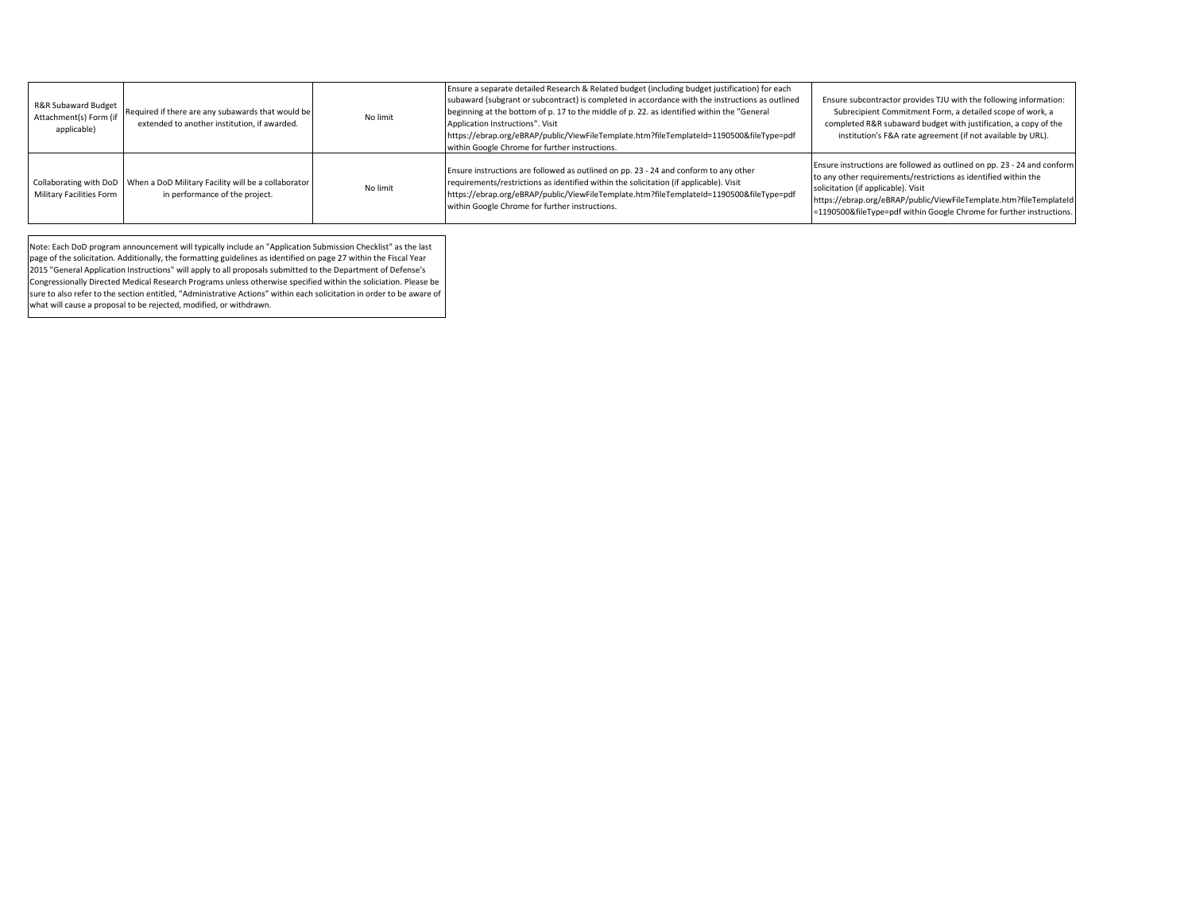| | | | | |
|---|---|---|---|---|
| R&R Subaward Budget Attachment(s) Form (if applicable) | Required if there are any subawards that would be extended to another institution, if awarded. | No limit | Ensure a separate detailed Research & Related budget (including budget justification) for each subaward (subgrant or subcontract) is completed in accordance with the instructions as outlined beginning at the bottom of p. 17 to the middle of p. 22. as identified within the "General Application Instructions". Visit https://ebrap.org/eBRAP/public/ViewFileTemplate.htm?fileTemplateId=1190500&fileType=pdf within Google Chrome for further instructions. | Ensure subcontractor provides TJU with the following information: Subrecipient Commitment Form, a detailed scope of work, a completed R&R subaward budget with justification, a copy of the institution's F&A rate agreement (if not available by URL). |
| Collaborating with DoD Military Facilities Form | When a DoD Military Facility will be a collaborator in performance of the project. | No limit | Ensure instructions are followed as outlined on pp. 23 - 24 and conform to any other requirements/restrictions as identified within the solicitation (if applicable). Visit https://ebrap.org/eBRAP/public/ViewFileTemplate.htm?fileTemplateId=1190500&fileType=pdf within Google Chrome for further instructions. | Ensure instructions are followed as outlined on pp. 23 - 24 and conform to any other requirements/restrictions as identified within the solicitation (if applicable). Visit https://ebrap.org/eBRAP/public/ViewFileTemplate.htm?fileTemplateId=1190500&fileType=pdf within Google Chrome for further instructions. |

Note: Each DoD program announcement will typically include an "Application Submission Checklist" as the last page of the solicitation. Additionally, the formatting guidelines as identified on page 27 within the Fiscal Year 2015 "General Application Instructions" will apply to all proposals submitted to the Department of Defense's Congressionally Directed Medical Research Programs unless otherwise specified within the soliciation. Please be sure to also refer to the section entitled, "Administrative Actions" within each solicitation in order to be aware of what will cause a proposal to be rejected, modified, or withdrawn.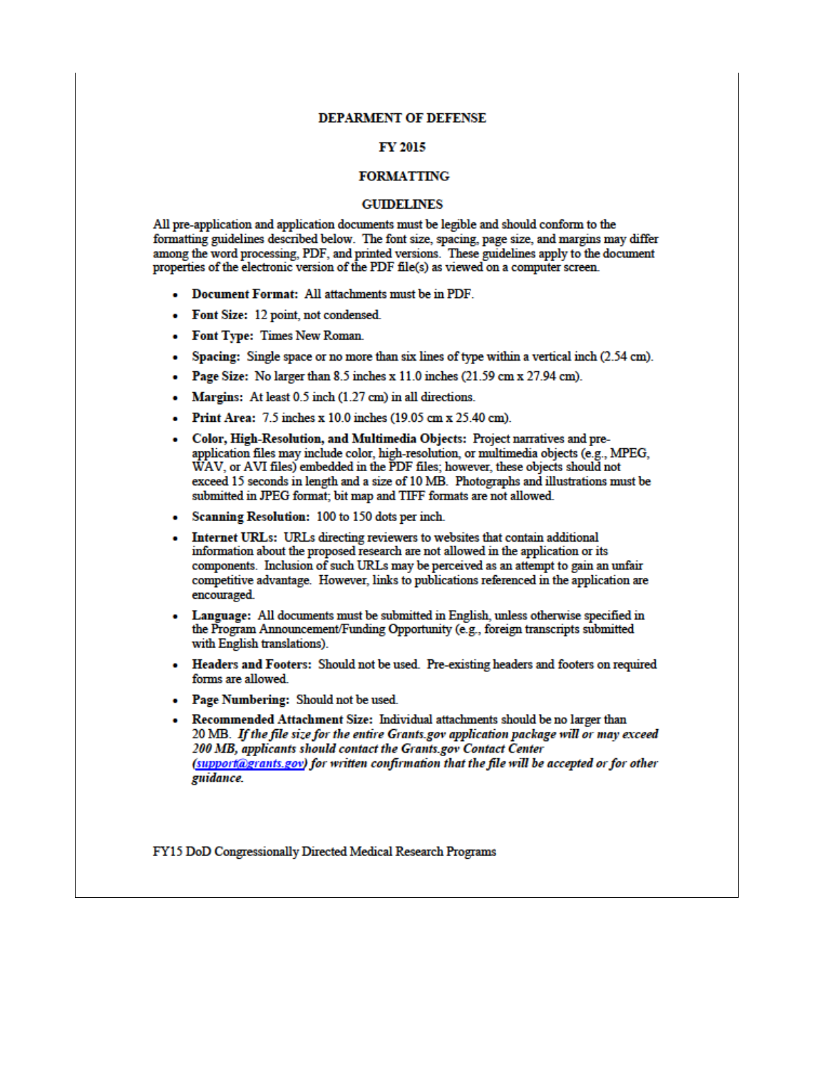# DEPARMENT OF DEFENSE

## FY 2015

## FORMATTING

## GUIDELINES

All pre-application and application documents must be legible and should conform to the formatting guidelines described below. The font size, spacing, page size, and margins may differ among the word processing, PDF, and printed versions. These guidelines apply to the document properties of the electronic version of the PDF file(s) as viewed on a computer screen.

- **Document Format:** All attachments must be in PDF.
- **Font Size:** 12 point, not condensed.
- **Font Type:** Times New Roman.
- **Spacing:** Single space or no more than six lines of type within a vertical inch (2.54 cm).
- **Page Size:** No larger than 8.5 inches x 11.0 inches (21.59 cm x 27.94 cm).
- **Margins:** At least 0.5 inch (1.27 cm) in all directions.
- **Print Area:** 7.5 inches x 10.0 inches (19.05 cm x 25.40 cm).
- **Color, High-Resolution, and Multimedia Objects:** Project narratives and pre-application files may include color, high-resolution, or multimedia objects (e.g., MPEG, WAV, or AVI files) embedded in the PDF files; however, these objects should not exceed 15 seconds in length and a size of 10 MB. Photographs and illustrations must be submitted in JPEG format; bit map and TIFF formats are not allowed.
- **Scanning Resolution:** 100 to 150 dots per inch.
- **Internet URLs:** URLs directing reviewers to websites that contain additional information about the proposed research are not allowed in the application or its components. Inclusion of such URLs may be perceived as an attempt to gain an unfair competitive advantage. However, links to publications referenced in the application are encouraged.
- **Language:** All documents must be submitted in English, unless otherwise specified in the Program Announcement/Funding Opportunity (e.g., foreign transcripts submitted with English translations).
- **Headers and Footers:** Should not be used. Pre-existing headers and footers on required forms are allowed.
- **Page Numbering:** Should not be used.
- **Recommended Attachment Size:** Individual attachments should be no larger than 20 MB. *If the file size for the entire Grants.gov application package will or may exceed 200 MB, applicants should contact the Grants.gov Contact Center (support@grants.gov) for written confirmation that the file will be accepted or for other guidance.*